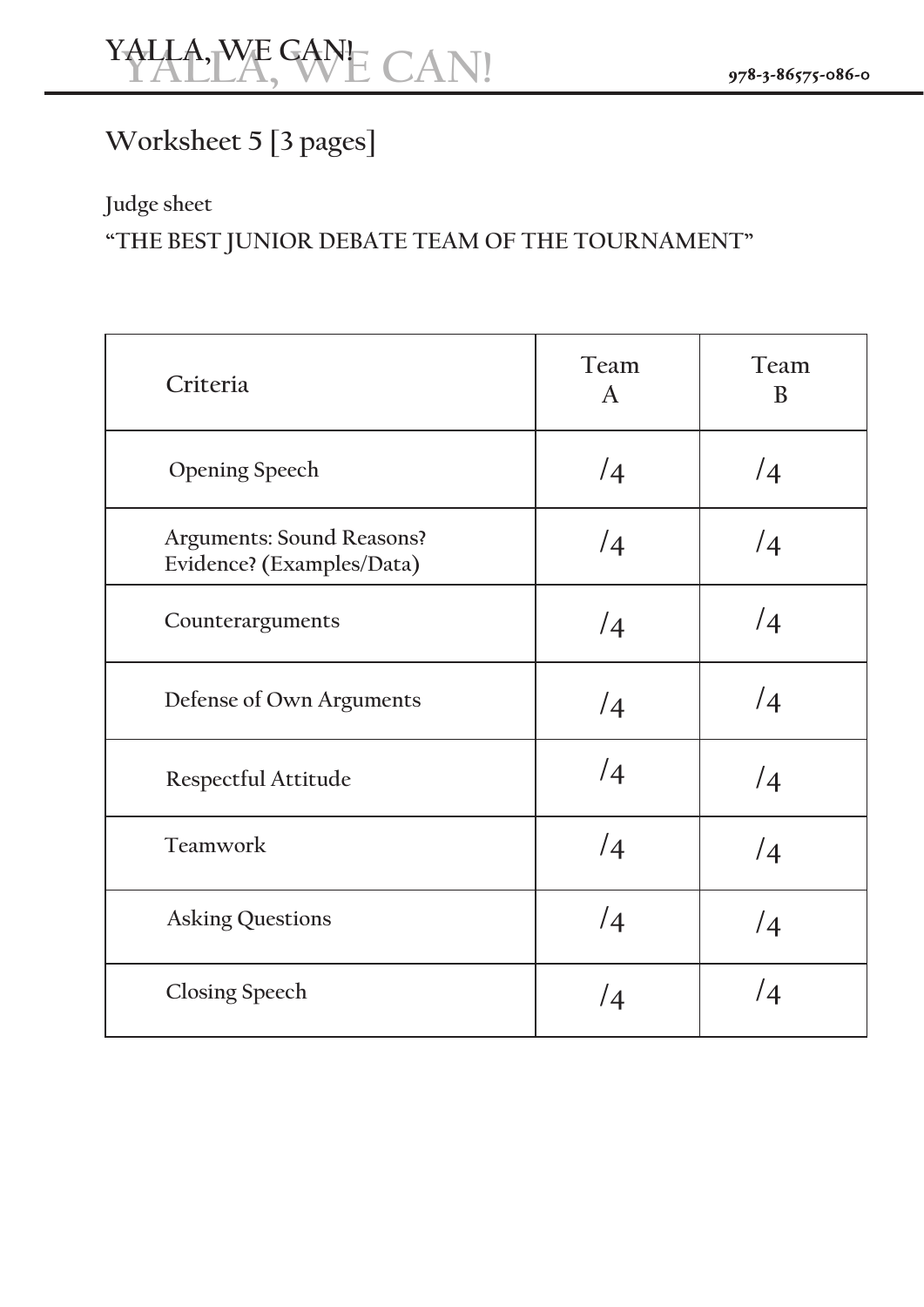## Worksheet 5 [3 pages]

**Judge sheet**

**"THE BEST JUNIOR DEBATE TEAM OF THE TOURNAMENT"**

| Criteria | Team A | Team B |
|---|---|---|
| Opening Speech | /4 | /4 |
| Arguments: Sound Reasons? Evidence? (Examples/Data) | /4 | /4 |
| Counterarguments | /4 | /4 |
| Defense of Own Arguments | /4 | /4 |
| Respectful Attitude | /4 | /4 |
| Teamwork | /4 | /4 |
| Asking Questions | /4 | /4 |
| Closing Speech | /4 | /4 |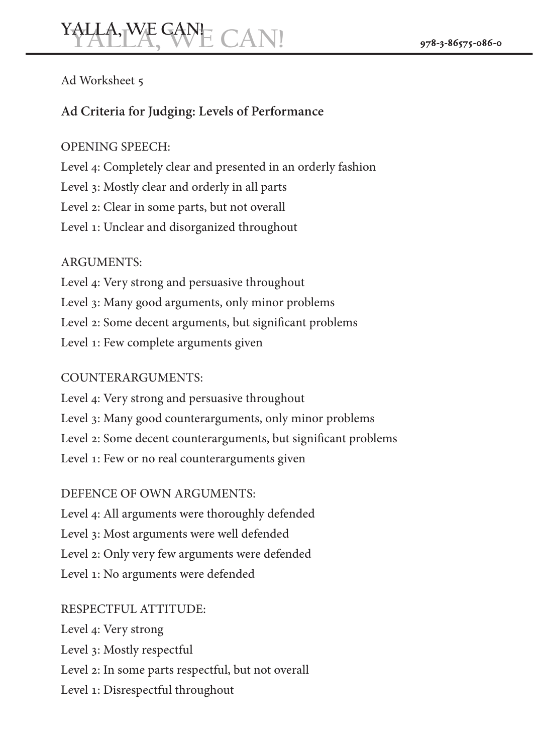Ad Worksheet 5

## Ad Criteria for Judging: Levels of Performance

OPENING SPEECH:

Level 4: Completely clear and presented in an orderly fashion

Level 3: Mostly clear and orderly in all parts

Level 2: Clear in some parts, but not overall

Level 1: Unclear and disorganized throughout

ARGUMENTS:

Level 4: Very strong and persuasive throughout

Level 3: Many good arguments, only minor problems

Level 2: Some decent arguments, but significant problems

Level 1: Few complete arguments given

COUNTERARGUMENTS:

Level 4: Very strong and persuasive throughout

Level 3: Many good counterarguments, only minor problems

Level 2: Some decent counterarguments, but significant problems

Level 1: Few or no real counterarguments given

DEFENCE OF OWN ARGUMENTS:

Level 4: All arguments were thoroughly defended

Level 3: Most arguments were well defended

Level 2: Only very few arguments were defended

Level 1: No arguments were defended

RESPECTFUL ATTITUDE:

Level 4: Very strong

Level 3: Mostly respectful

Level 2: In some parts respectful, but not overall

Level 1: Disrespectful throughout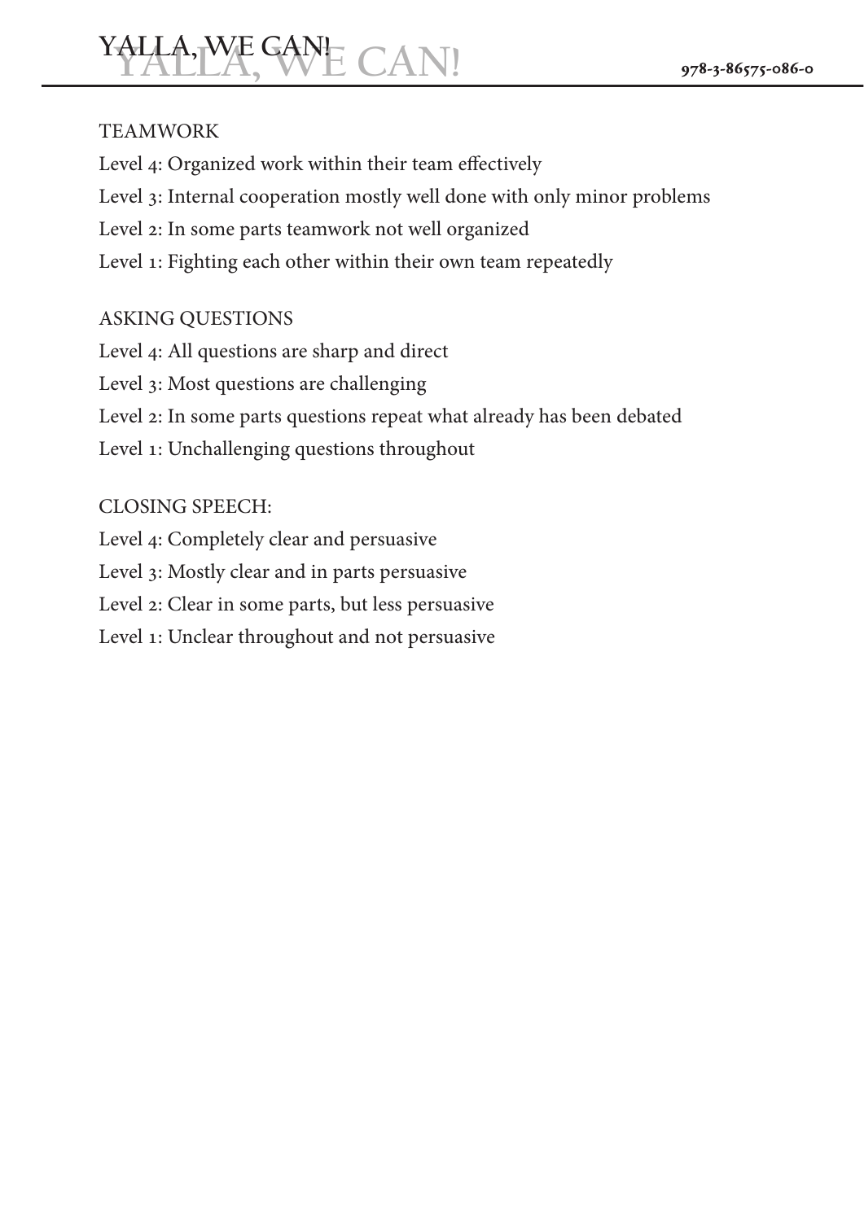TEAMWORK

Level 4: Organized work within their team effectively

Level 3: Internal cooperation mostly well done with only minor problems

Level 2: In some parts teamwork not well organized

Level 1: Fighting each other within their own team repeatedly

ASKING QUESTIONS

Level 4: All questions are sharp and direct

Level 3: Most questions are challenging

Level 2: In some parts questions repeat what already has been debated

Level 1: Unchallenging questions throughout

CLOSING SPEECH:

Level 4: Completely clear and persuasive

Level 3: Mostly clear and in parts persuasive

Level 2: Clear in some parts, but less persuasive

Level 1: Unclear throughout and not persuasive